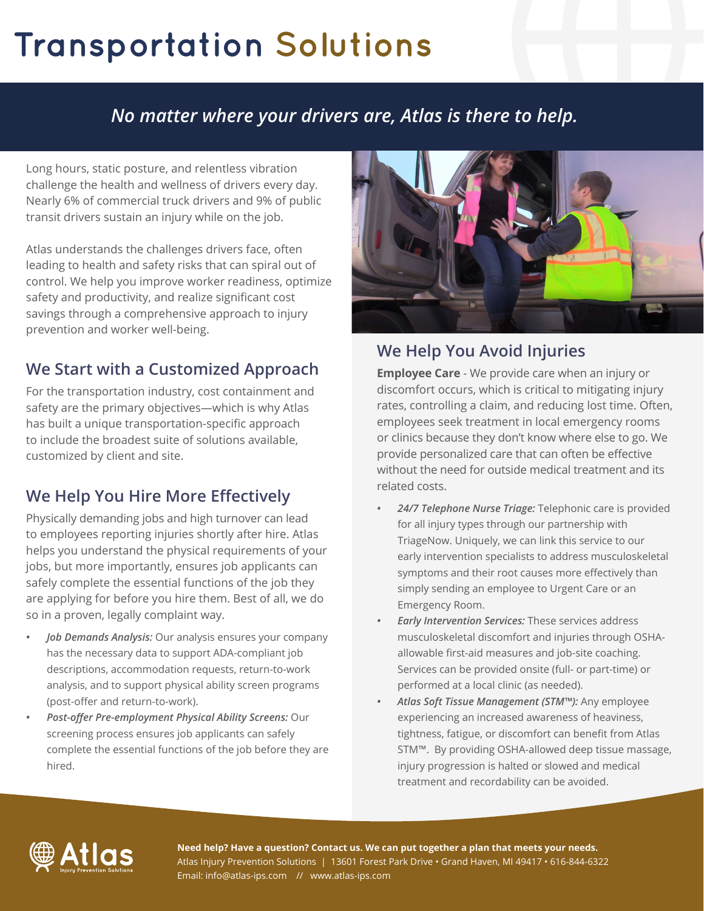# Transportation Solutions

*No matter where your drivers are, Atlas is there to help.*

Long hours, static posture, and relentless vibration challenge the health and wellness of drivers every day. Nearly 6% of commercial truck drivers and 9% of public transit drivers sustain an injury while on the job.

Atlas understands the challenges drivers face, often leading to health and safety risks that can spiral out of control. We help you improve worker readiness, optimize safety and productivity, and realize significant cost savings through a comprehensive approach to injury prevention and worker well-being.

## We Start with a Customized Approach

For the transportation industry, cost containment and safety are the primary objectives—which is why Atlas has built a unique transportation-specific approach to include the broadest suite of solutions available, customized by client and site.

## We Help You Hire More Effectively

Physically demanding jobs and high turnover can lead to employees reporting injuries shortly after hire. Atlas helps you understand the physical requirements of your jobs, but more importantly, ensures job applicants can safely complete the essential functions of the job they are applying for before you hire them. Best of all, we do so in a proven, legally complaint way.

- ***Job Demands Analysis:*** Our analysis ensures your company has the necessary data to support ADA-compliant job descriptions, accommodation requests, return-to-work analysis, and to support physical ability screen programs (post-offer and return-to-work).
- ***Post-offer Pre-employment Physical Ability Screens:*** Our screening process ensures job applicants can safely complete the essential functions of the job before they are hired.

## We Help You Avoid Injuries

**Employee Care** - We provide care when an injury or discomfort occurs, which is critical to mitigating injury rates, controlling a claim, and reducing lost time. Often, employees seek treatment in local emergency rooms or clinics because they don't know where else to go. We provide personalized care that can often be effective without the need for outside medical treatment and its related costs.

- ***24/7 Telephone Nurse Triage:*** Telephonic care is provided for all injury types through our partnership with TriageNow. Uniquely, we can link this service to our early intervention specialists to address musculoskeletal symptoms and their root causes more effectively than simply sending an employee to Urgent Care or an Emergency Room.
- ***Early Intervention Services:*** These services address musculoskeletal discomfort and injuries through OSHA-allowable first-aid measures and job-site coaching. Services can be provided onsite (full- or part-time) or performed at a local clinic (as needed).
- ***Atlas Soft Tissue Management (STM™):*** Any employee experiencing an increased awareness of heaviness, tightness, fatigue, or discomfort can benefit from Atlas STM™. By providing OSHA-allowed deep tissue massage, injury progression is halted or slowed and medical treatment and recordability can be avoided.

Atlas Injury Prevention Solutions

**Need help? Have a question? Contact us. We can put together a plan that meets your needs.**
Atlas Injury Prevention Solutions | 13601 Forest Park Drive • Grand Haven, MI 49417 • 616-844-6322
Email: info@atlas-ips.com // www.atlas-ips.com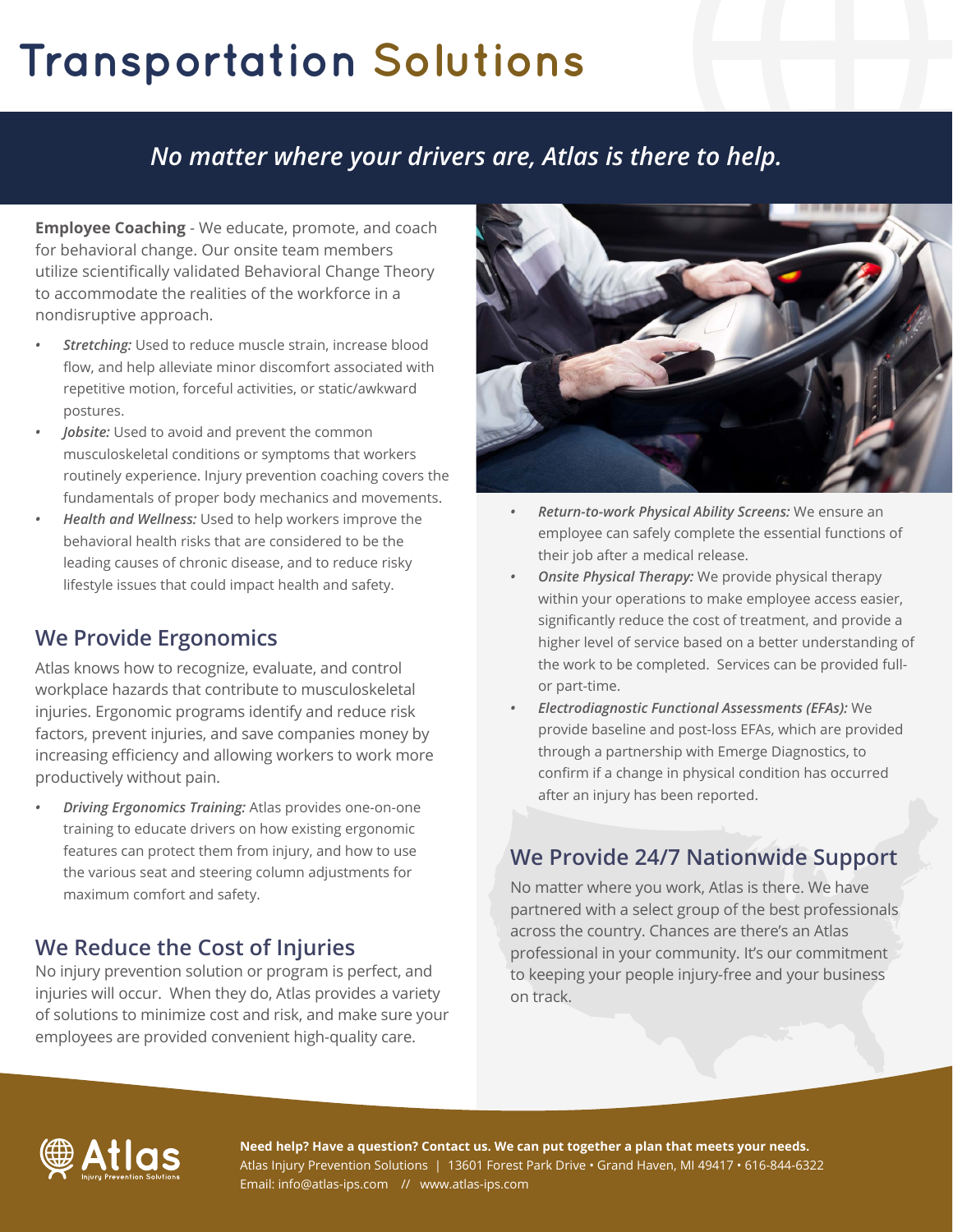# Transportation Solutions

*No matter where your drivers are, Atlas is there to help.*

**Employee Coaching** - We educate, promote, and coach for behavioral change. Our onsite team members utilize scientifically validated Behavioral Change Theory to accommodate the realities of the workforce in a nondisruptive approach.

- ***Stretching:*** Used to reduce muscle strain, increase blood flow, and help alleviate minor discomfort associated with repetitive motion, forceful activities, or static/awkward postures.
- ***Jobsite:*** Used to avoid and prevent the common musculoskeletal conditions or symptoms that workers routinely experience. Injury prevention coaching covers the fundamentals of proper body mechanics and movements.
- ***Health and Wellness:*** Used to help workers improve the behavioral health risks that are considered to be the leading causes of chronic disease, and to reduce risky lifestyle issues that could impact health and safety.

## We Provide Ergonomics

Atlas knows how to recognize, evaluate, and control workplace hazards that contribute to musculoskeletal injuries. Ergonomic programs identify and reduce risk factors, prevent injuries, and save companies money by increasing efficiency and allowing workers to work more productively without pain.

- ***Driving Ergonomics Training:*** Atlas provides one-on-one training to educate drivers on how existing ergonomic features can protect them from injury, and how to use the various seat and steering column adjustments for maximum comfort and safety.

## We Reduce the Cost of Injuries

No injury prevention solution or program is perfect, and injuries will occur. When they do, Atlas provides a variety of solutions to minimize cost and risk, and make sure your employees are provided convenient high-quality care.

- ***Return-to-work Physical Ability Screens:*** We ensure an employee can safely complete the essential functions of their job after a medical release.
- ***Onsite Physical Therapy:*** We provide physical therapy within your operations to make employee access easier, significantly reduce the cost of treatment, and provide a higher level of service based on a better understanding of the work to be completed. Services can be provided full- or part-time.
- ***Electrodiagnostic Functional Assessments (EFAs):*** We provide baseline and post-loss EFAs, which are provided through a partnership with Emerge Diagnostics, to confirm if a change in physical condition has occurred after an injury has been reported.

## We Provide 24/7 Nationwide Support

No matter where you work, Atlas is there. We have partnered with a select group of the best professionals across the country. Chances are there's an Atlas professional in your community. It's our commitment to keeping your people injury-free and your business on track.

Atlas
Injury Prevention Solutions

**Need help? Have a question? Contact us. We can put together a plan that meets your needs.**
Atlas Injury Prevention Solutions | 13601 Forest Park Drive • Grand Haven, MI 49417 • 616-844-6322
Email: info@atlas-ips.com // www.atlas-ips.com